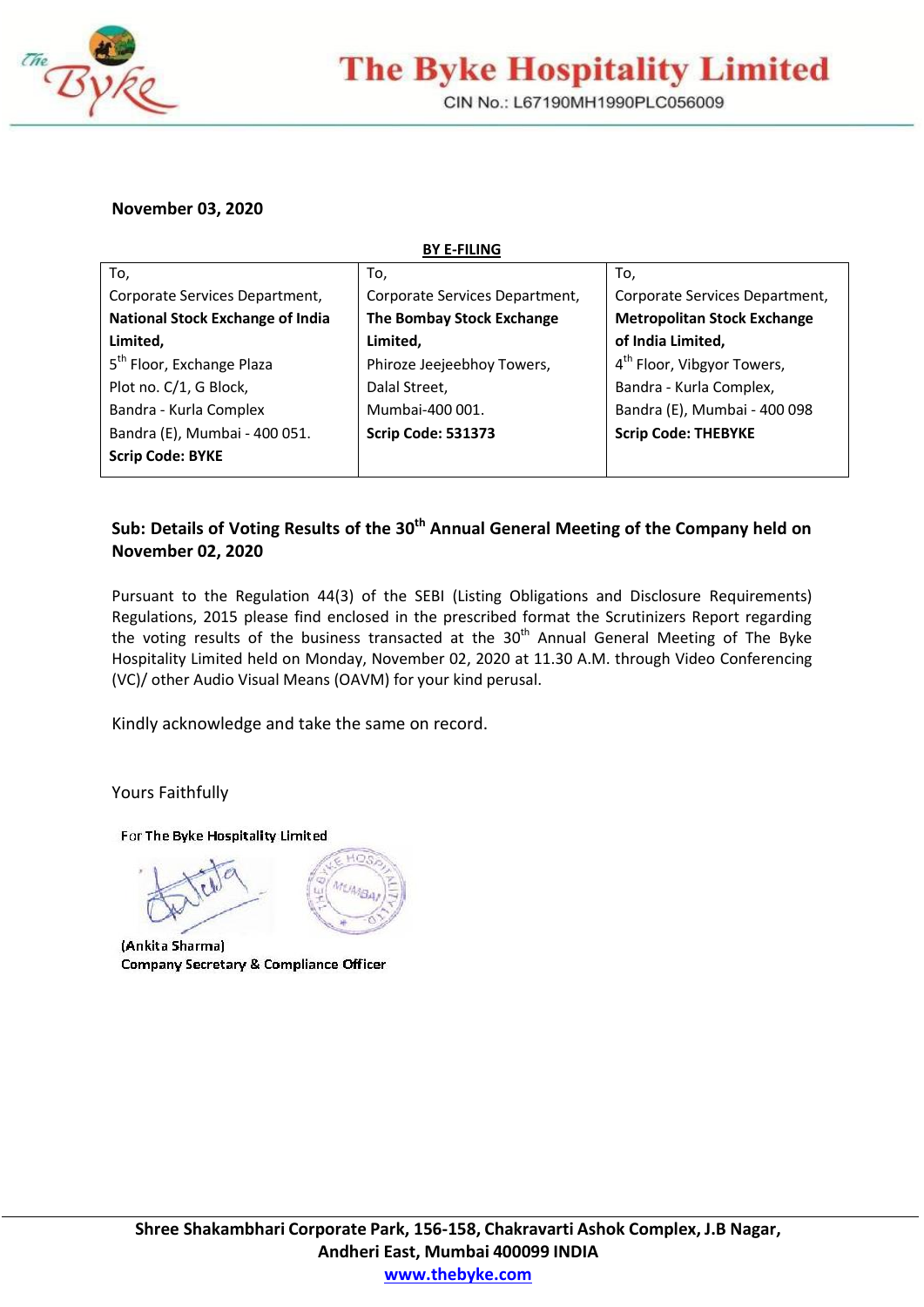# The Byke Hospitality Limited

CIN No.: L67190MH1990PLC056009

**November 03, 2020**

**BY E-FILING**

| To, | To, | To, |
|---|---|---|
| Corporate Services Department, | Corporate Services Department, | Corporate Services Department, |
| **National Stock Exchange of India Limited,** | **The Bombay Stock Exchange Limited,** | **Metropolitan Stock Exchange of India Limited,** |
| 5th Floor, Exchange Plaza | Phiroze Jeejeebhoy Towers, | 4th Floor, Vibgyor Towers, |
| Plot no. C/1, G Block, | Dalal Street, | Bandra - Kurla Complex, |
| Bandra - Kurla Complex | Mumbai-400 001. | Bandra (E), Mumbai - 400 098 |
| Bandra (E), Mumbai - 400 051. | **Scrip Code: 531373** | **Scrip Code: THEBYKE** |
| **Scrip Code: BYKE** | | |

**Sub: Details of Voting Results of the 30th Annual General Meeting of the Company held on November 02, 2020**

Pursuant to the Regulation 44(3) of the SEBI (Listing Obligations and Disclosure Requirements) Regulations, 2015 please find enclosed in the prescribed format the Scrutinizers Report regarding the voting results of the business transacted at the 30th Annual General Meeting of The Byke Hospitality Limited held on Monday, November 02, 2020 at 11.30 A.M. through Video Conferencing (VC)/ other Audio Visual Means (OAVM) for your kind perusal.

Kindly acknowledge and take the same on record.

Yours Faithfully

For The Byke Hospitality Limited

(Ankita Sharma)
Company Secretary & Compliance Officer

Shree Shakambhari Corporate Park, 156-158, Chakravarti Ashok Complex, J.B Nagar, Andheri East, Mumbai 400099 INDIA
www.thebyke.com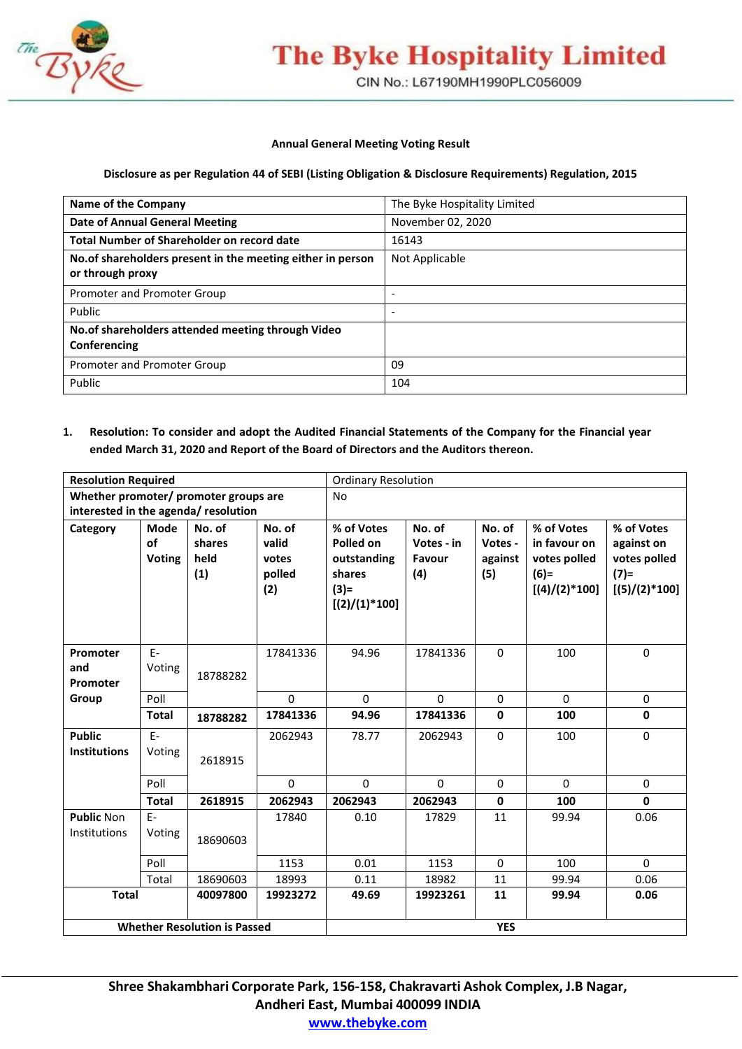# The Byke Hospitality Limited

CIN No.: L67190MH1990PLC056009

**Annual General Meeting Voting Result**

**Disclosure as per Regulation 44 of SEBI (Listing Obligation & Disclosure Requirements) Regulation, 2015**

| **Name of the Company** | The Byke Hospitality Limited |
|---|---|
| **Date of Annual General Meeting** | November 02, 2020 |
| **Total Number of Shareholder on record date** | 16143 |
| **No.of shareholders present in the meeting either in person or through proxy** | Not Applicable |
| Promoter and Promoter Group | - |
| Public | - |
| **No.of shareholders attended meeting through Video Conferencing** | |
| Promoter and Promoter Group | 09 |
| Public | 104 |

1. **Resolution: To consider and adopt the Audited Financial Statements of the Company for the Financial year ended March 31, 2020 and Report of the Board of Directors and the Auditors thereon.**

| **Resolution Required** | | | | Ordinary Resolution | | | | |
|---|---|---|---|---|---|---|---|---|
| **Whether promoter/ promoter groups are interested in the agenda/ resolution** | | | | No | | | | |
| **Category** | **Mode of Voting** | **No. of shares held (1)** | **No. of valid votes polled (2)** | **% of Votes Polled on outstanding shares (3)= [(2)/(1)*100]** | **No. of Votes - in Favour (4)** | **No. of Votes - against (5)** | **% of Votes in favour on votes polled (6)= [(4)/(2)*100]** | **% of Votes against on votes polled (7)= [(5)/(2)*100]** |
| **Promoter and Promoter Group** | E-Voting | 18788282 | 17841336 | 94.96 | 17841336 | 0 | 100 | 0 |
| | Poll | | 0 | 0 | 0 | 0 | 0 | 0 |
| | **Total** | **18788282** | **17841336** | **94.96** | **17841336** | **0** | **100** | **0** |
| **Public Institutions** | E-Voting | 2618915 | 2062943 | 78.77 | 2062943 | 0 | 100 | 0 |
| | Poll | | 0 | 0 | 0 | 0 | 0 | 0 |
| | **Total** | **2618915** | **2062943** | **2062943** | **2062943** | **0** | **100** | **0** |
| **Public** Non Institutions | E-Voting | 18690603 | 17840 | 0.10 | 17829 | 11 | 99.94 | 0.06 |
| | Poll | | 1153 | 0.01 | 1153 | 0 | 100 | 0 |
| | Total | 18690603 | 18993 | 0.11 | 18982 | 11 | 99.94 | 0.06 |
| **Total** | | **40097800** | **19923272** | **49.69** | **19923261** | **11** | **99.94** | **0.06** |
| **Whether Resolution is Passed** | | | | **YES** | | | | |

**Shree Shakambhari Corporate Park, 156-158, Chakravarti Ashok Complex, J.B Nagar, Andheri East, Mumbai 400099 INDIA**

**www.thebyke.com**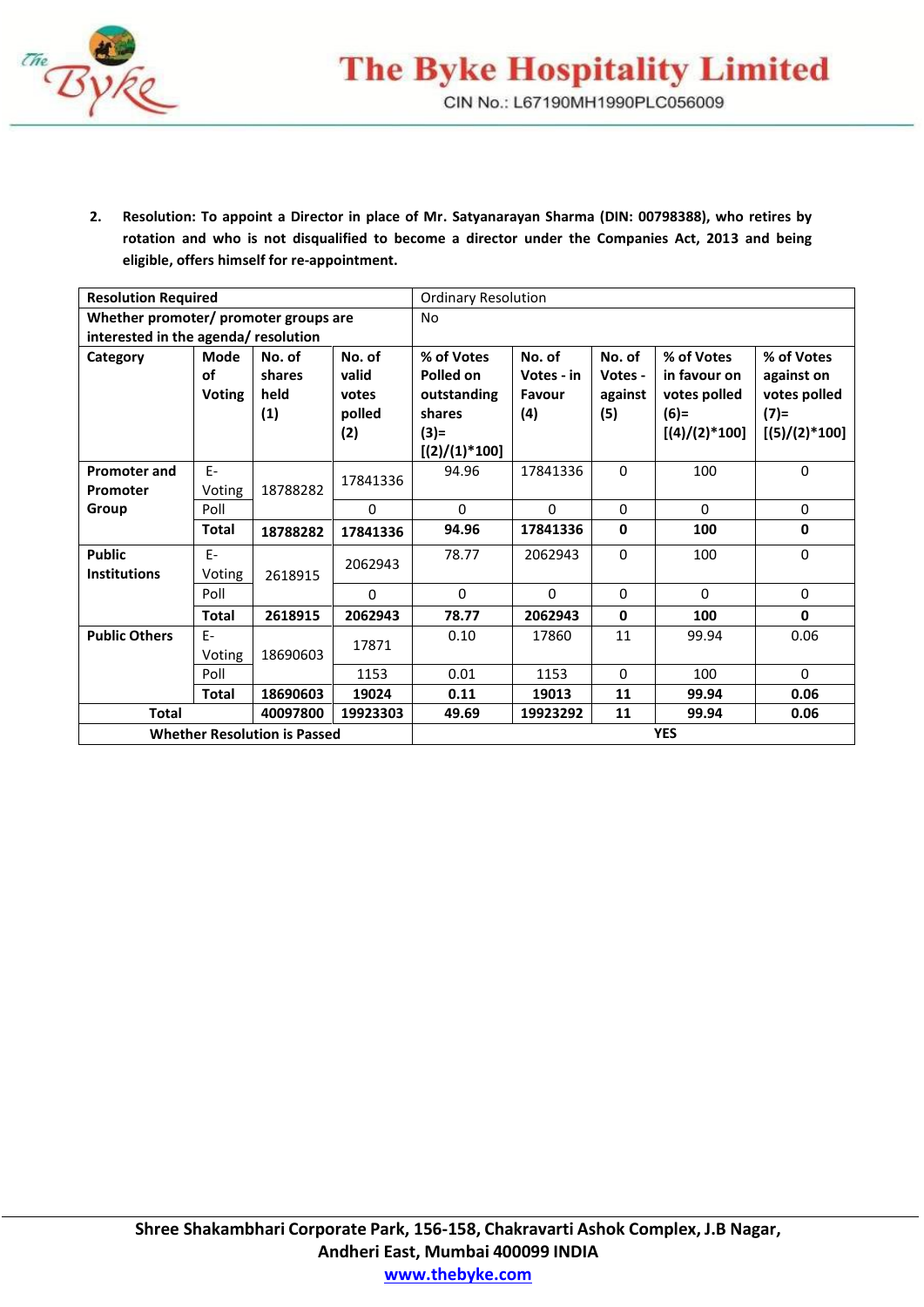2. **Resolution: To appoint a Director in place of Mr. Satyanarayan Sharma (DIN: 00798388), who retires by rotation and who is not disqualified to become a director under the Companies Act, 2013 and being eligible, offers himself for re-appointment.**

| **Resolution Required** | | | | Ordinary Resolution | | | | |
|---|---|---|---|---|---|---|---|---|
| **Whether promoter/ promoter groups are interested in the agenda/ resolution** | | | | No | | | | |
| **Category** | **Mode of Voting** | **No. of shares held (1)** | **No. of valid votes polled (2)** | **% of Votes Polled on outstanding shares (3)= [(2)/(1)*100]** | **No. of Votes - in Favour (4)** | **No. of Votes - against (5)** | **% of Votes in favour on votes polled (6)= [(4)/(2)*100]** | **% of Votes against on votes polled (7)= [(5)/(2)*100]** |
| **Promoter and Promoter Group** | E-Voting | 18788282 | 17841336 | 94.96 | 17841336 | 0 | 100 | 0 |
| | Poll | | 0 | 0 | 0 | 0 | 0 | 0 |
| | **Total** | **18788282** | **17841336** | **94.96** | **17841336** | **0** | **100** | **0** |
| **Public Institutions** | E-Voting | 2618915 | 2062943 | 78.77 | 2062943 | 0 | 100 | 0 |
| | Poll | | 0 | 0 | 0 | 0 | 0 | 0 |
| | **Total** | **2618915** | **2062943** | **78.77** | **2062943** | **0** | **100** | **0** |
| **Public Others** | E-Voting | 18690603 | 17871 | 0.10 | 17860 | 11 | 99.94 | 0.06 |
| | Poll | | 1153 | 0.01 | 1153 | 0 | 100 | 0 |
| | **Total** | **18690603** | **19024** | **0.11** | **19013** | **11** | **99.94** | **0.06** |
| **Total** | | **40097800** | **19923303** | **49.69** | **19923292** | **11** | **99.94** | **0.06** |
| **Whether Resolution is Passed** | | | | **YES** | | | | |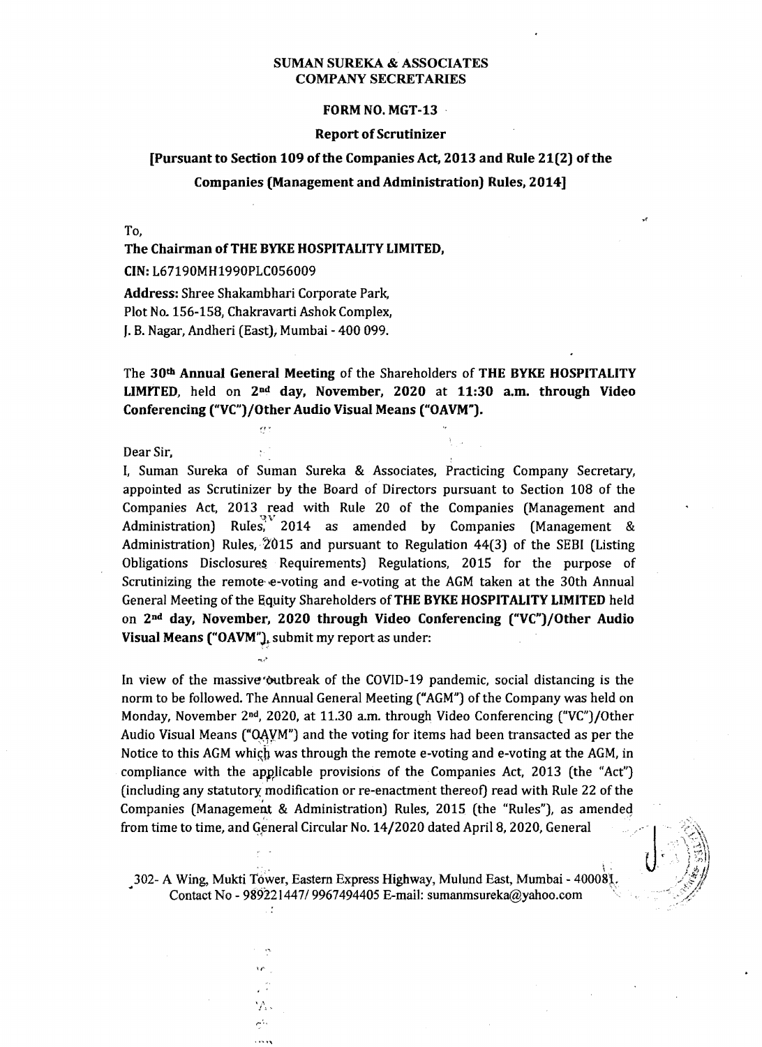**SUMAN SUREKA & ASSOCIATES**
**COMPANY SECRETARIES**

**FORM NO. MGT-13**

**Report of Scrutinizer**

**[Pursuant to Section 109 of the Companies Act, 2013 and Rule 21(2) of the Companies (Management and Administration) Rules, 2014]**

To,

**The Chairman of THE BYKE HOSPITALITY LIMITED,**

**CIN:** L67190MH1990PLC056009

**Address:** Shree Shakambhari Corporate Park,
Plot No. 156-158, Chakravarti Ashok Complex,
J. B. Nagar, Andheri (East), Mumbai - 400 099.

The **30th Annual General Meeting** of the Shareholders of **THE BYKE HOSPITALITY LIMITED**, held on **2nd day, November, 2020** at **11:30 a.m. through Video Conferencing ("VC")/Other Audio Visual Means ("OAVM").**

Dear Sir,

I, Suman Sureka of Suman Sureka & Associates, Practicing Company Secretary, appointed as Scrutinizer by the Board of Directors pursuant to Section 108 of the Companies Act, 2013 read with Rule 20 of the Companies (Management and Administration) Rules, 2014 as amended by Companies (Management & Administration) Rules, 2015 and pursuant to Regulation 44(3) of the SEBI (Listing Obligations Disclosures Requirements) Regulations, 2015 for the purpose of Scrutinizing the remote e-voting and e-voting at the AGM taken at the 30th Annual General Meeting of the Equity Shareholders of **THE BYKE HOSPITALITY LIMITED** held on **2nd day, November, 2020 through Video Conferencing ("VC")/Other Audio Visual Means ("OAVM")**, submit my report as under:

In view of the massive outbreak of the COVID-19 pandemic, social distancing is the norm to be followed. The Annual General Meeting ("AGM") of the Company was held on Monday, November 2nd, 2020, at 11.30 a.m. through Video Conferencing ("VC")/Other Audio Visual Means ("OAVM") and the voting for items had been transacted as per the Notice to this AGM which was through the remote e-voting and e-voting at the AGM, in compliance with the applicable provisions of the Companies Act, 2013 (the "Act") (including any statutory modification or re-enactment thereof) read with Rule 22 of the Companies (Management & Administration) Rules, 2015 (the "Rules"), as amended from time to time, and General Circular No. 14/2020 dated April 8, 2020, General

302- A Wing, Mukti Tower, Eastern Express Highway, Mulund East, Mumbai - 400081.
Contact No - 9892214471/ 9967494405 E-mail: sumanmsureka@yahoo.com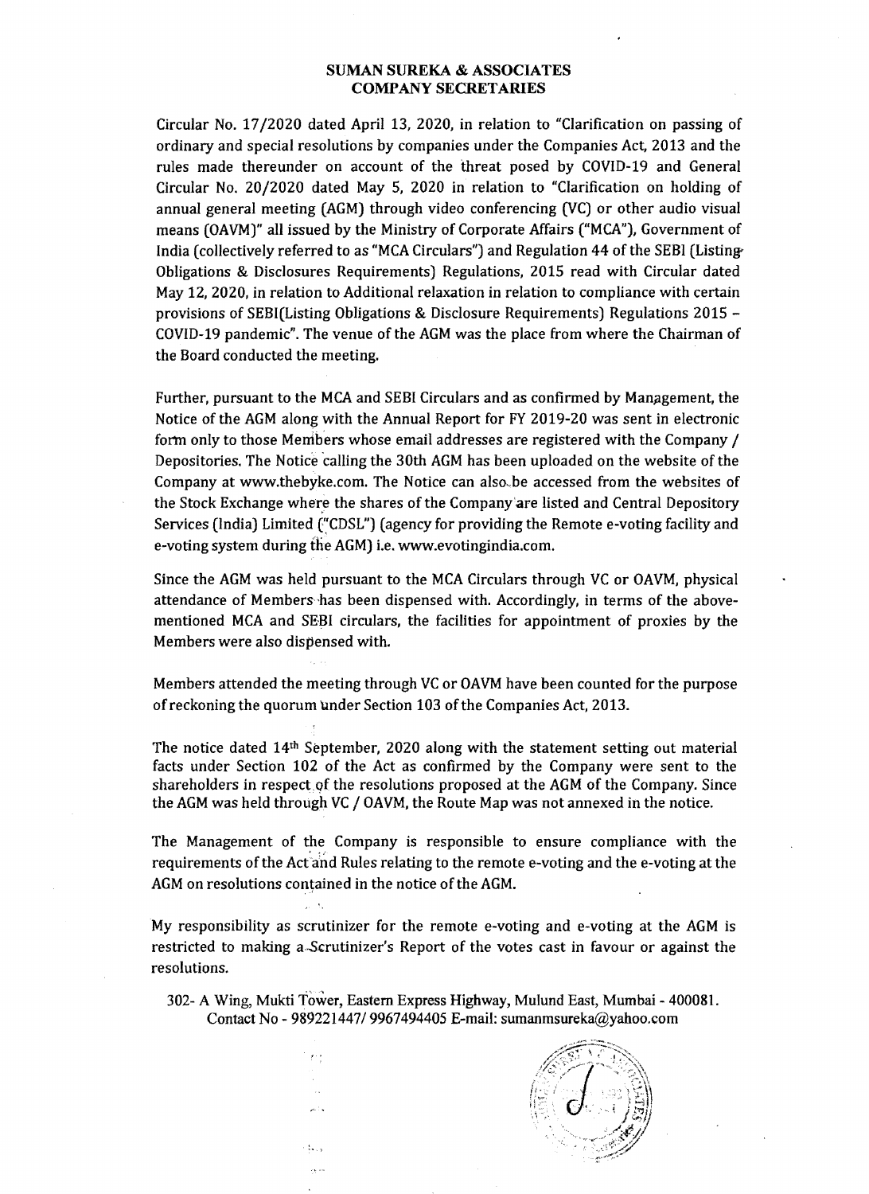**SUMAN SUREKA & ASSOCIATES**
**COMPANY SECRETARIES**

Circular No. 17/2020 dated April 13, 2020, in relation to "Clarification on passing of ordinary and special resolutions by companies under the Companies Act, 2013 and the rules made thereunder on account of the threat posed by COVID-19 and General Circular No. 20/2020 dated May 5, 2020 in relation to "Clarification on holding of annual general meeting (AGM) through video conferencing (VC) or other audio visual means (OAVM)" all issued by the Ministry of Corporate Affairs ("MCA"), Government of India (collectively referred to as "MCA Circulars") and Regulation 44 of the SEBI (Listing Obligations & Disclosures Requirements) Regulations, 2015 read with Circular dated May 12, 2020, in relation to Additional relaxation in relation to compliance with certain provisions of SEBI(Listing Obligations & Disclosure Requirements) Regulations 2015 – COVID-19 pandemic". The venue of the AGM was the place from where the Chairman of the Board conducted the meeting.

Further, pursuant to the MCA and SEBI Circulars and as confirmed by Management, the Notice of the AGM along with the Annual Report for FY 2019-20 was sent in electronic form only to those Members whose email addresses are registered with the Company / Depositories. The Notice calling the 30th AGM has been uploaded on the website of the Company at www.thebyke.com. The Notice can also be accessed from the websites of the Stock Exchange where the shares of the Company are listed and Central Depository Services (India) Limited ("CDSL") (agency for providing the Remote e-voting facility and e-voting system during the AGM) i.e. www.evotingindia.com.

Since the AGM was held pursuant to the MCA Circulars through VC or OAVM, physical attendance of Members has been dispensed with. Accordingly, in terms of the above-mentioned MCA and SEBI circulars, the facilities for appointment of proxies by the Members were also dispensed with.

Members attended the meeting through VC or OAVM have been counted for the purpose of reckoning the quorum under Section 103 of the Companies Act, 2013.

The notice dated 14th September, 2020 along with the statement setting out material facts under Section 102 of the Act as confirmed by the Company were sent to the shareholders in respect of the resolutions proposed at the AGM of the Company. Since the AGM was held through VC / OAVM, the Route Map was not annexed in the notice.

The Management of the Company is responsible to ensure compliance with the requirements of the Act and Rules relating to the remote e-voting and the e-voting at the AGM on resolutions contained in the notice of the AGM.

My responsibility as scrutinizer for the remote e-voting and e-voting at the AGM is restricted to making a Scrutinizer's Report of the votes cast in favour or against the resolutions.

302- A Wing, Mukti Tower, Eastern Express Highway, Mulund East, Mumbai - 400081.
Contact No - 989221447/ 9967494405 E-mail: sumanmsureka@yahoo.com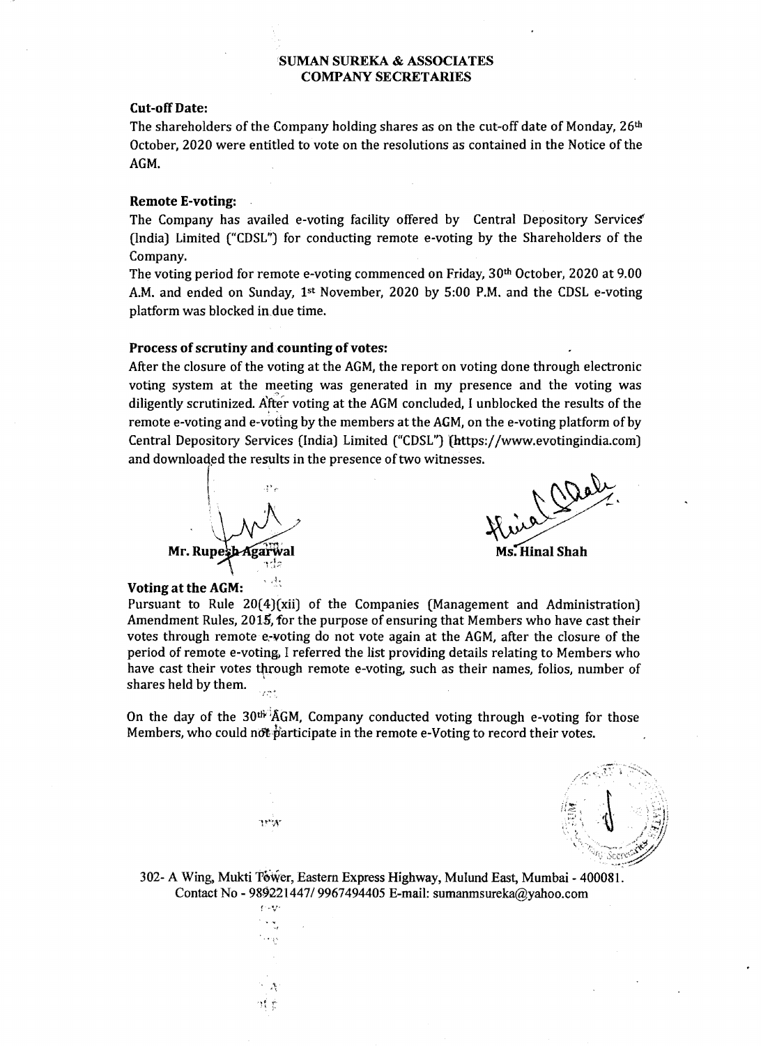**SUMAN SUREKA & ASSOCIATES**
**COMPANY SECRETARIES**

**Cut-off Date:**

The shareholders of the Company holding shares as on the cut-off date of Monday, 26th October, 2020 were entitled to vote on the resolutions as contained in the Notice of the AGM.

**Remote E-voting:**

The Company has availed e-voting facility offered by Central Depository Services (India) Limited ("CDSL") for conducting remote e-voting by the Shareholders of the Company.

The voting period for remote e-voting commenced on Friday, 30th October, 2020 at 9.00 A.M. and ended on Sunday, 1st November, 2020 by 5:00 P.M. and the CDSL e-voting platform was blocked in due time.

**Process of scrutiny and counting of votes:**

After the closure of the voting at the AGM, the report on voting done through electronic voting system at the meeting was generated in my presence and the voting was diligently scrutinized. After voting at the AGM concluded, I unblocked the results of the remote e-voting and e-voting by the members at the AGM, on the e-voting platform of by Central Depository Services (India) Limited ("CDSL") (https://www.evotingindia.com) and downloaded the results in the presence of two witnesses.

**Mr. Rupesh Agarwal** | **Ms. Hinal Shah**

**Voting at the AGM:**

Pursuant to Rule 20(4)(xii) of the Companies (Management and Administration) Amendment Rules, 2015, for the purpose of ensuring that Members who have cast their votes through remote e-voting do not vote again at the AGM, after the closure of the period of remote e-voting, I referred the list providing details relating to Members who have cast their votes through remote e-voting, such as their names, folios, number of shares held by them.

On the day of the 30th AGM, Company conducted voting through e-voting for those Members, who could not participate in the remote e-Voting to record their votes.

302- A Wing, Mukti Tower, Eastern Express Highway, Mulund East, Mumbai - 400081.
Contact No - 9892214471/ 9967494405 E-mail: sumanmsureka@yahoo.com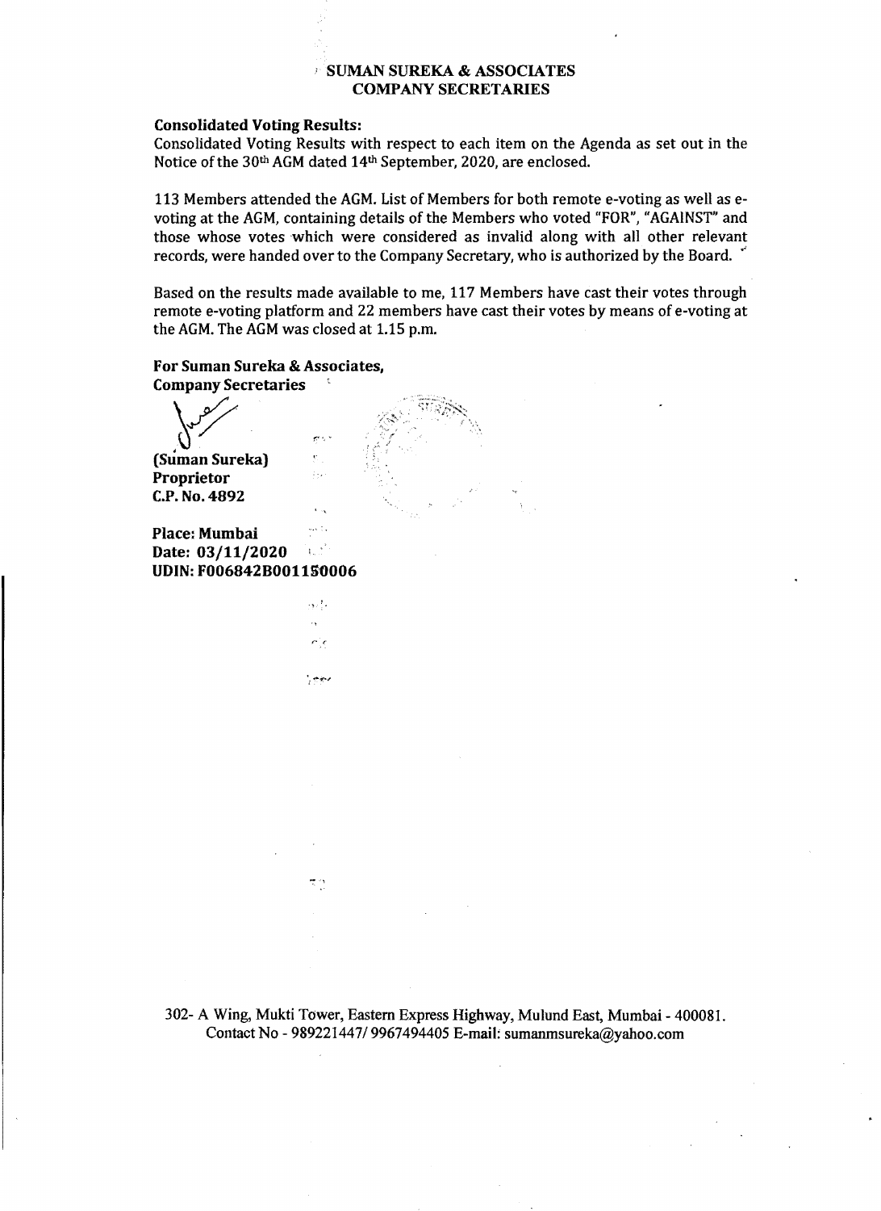**SUMAN SUREKA & ASSOCIATES**
**COMPANY SECRETARIES**

**Consolidated Voting Results:**

Consolidated Voting Results with respect to each item on the Agenda as set out in the Notice of the 30th AGM dated 14th September, 2020, are enclosed.

113 Members attended the AGM. List of Members for both remote e-voting as well as e-voting at the AGM, containing details of the Members who voted "FOR", "AGAINST" and those whose votes which were considered as invalid along with all other relevant records, were handed over to the Company Secretary, who is authorized by the Board.

Based on the results made available to me, 117 Members have cast their votes through remote e-voting platform and 22 members have cast their votes by means of e-voting at the AGM. The AGM was closed at 1.15 p.m.

**For Suman Sureka & Associates,**
**Company Secretaries**

**(Suman Sureka)**
**Proprietor**
**C.P. No. 4892**

**Place: Mumbai**
**Date: 03/11/2020**
**UDIN: F006842B001150006**

302- A Wing, Mukti Tower, Eastern Express Highway, Mulund East, Mumbai - 400081.
Contact No - 989221447/ 9967494405 E-mail: sumanmsureka@yahoo.com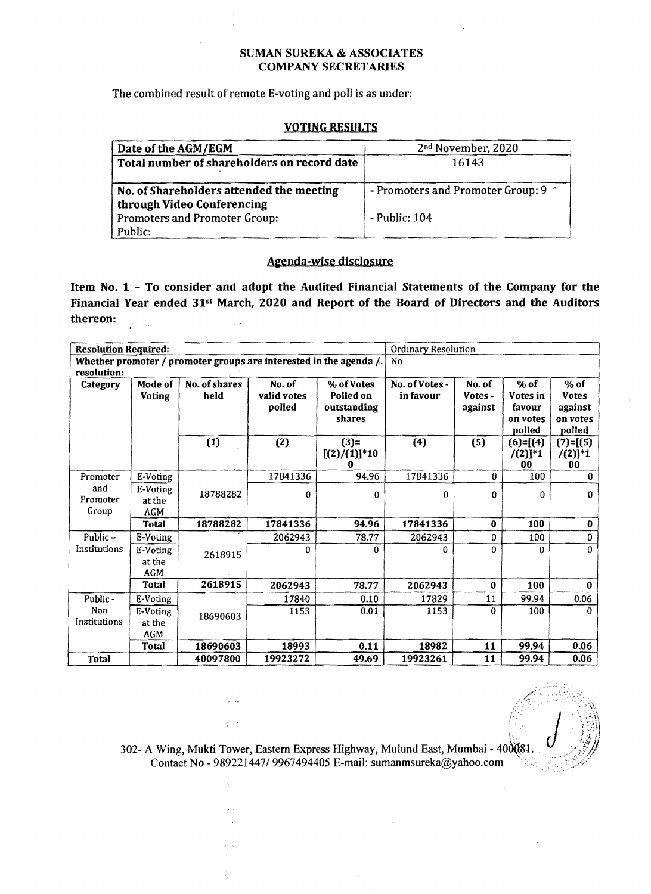**SUMAN SUREKA & ASSOCIATES**
**COMPANY SECRETARIES**

The combined result of remote E-voting and poll is as under:

## VOTING RESULTS

| Date of the AGM/EGM | 2nd November, 2020 |
|---|---|
| Total number of shareholders on record date | 16143 |
| No. of Shareholders attended the meeting through Video Conferencing<br>Promoters and Promoter Group:<br>Public: | - Promoters and Promoter Group: 9<br>- Public: 104 |

## Agenda-wise disclosure

**Item No. 1 - To consider and adopt the Audited Financial Statements of the Company for the Financial Year ended 31st March, 2020 and Report of the Board of Directors and the Auditors thereon:**

| Resolution Required: | | | | | Ordinary Resolution | | | |
|---|---|---|---|---|---|---|---|---|
| Whether promoter / promoter groups are interested in the agenda / resolution: | | | | | No | | | |
| Category | Mode of Voting | No. of shares held | No. of valid votes polled | % of Votes Polled on outstanding shares | No. of Votes - in favour | No. of Votes - against | % of Votes in favour on votes polled | % of Votes against on votes polled |
| | | (1) | (2) | (3)= [(2)/(1)]*100 | (4) | (5) | (6)=[(4)/(2)]*100 | (7)=[(5)/(2)]*100 |
| Promoter and Promoter Group | E-Voting | 18788282 | 17841336 | 94.96 | 17841336 | 0 | 100 | 0 |
| | E-Voting at the AGM | | 0 | 0 | 0 | 0 | 0 | 0 |
| | **Total** | **18788282** | **17841336** | **94.96** | **17841336** | **0** | **100** | **0** |
| Public – Institutions | E-Voting | 2618915 | 2062943 | 78.77 | 2062943 | 0 | 100 | 0 |
| | E-Voting at the AGM | | 0 | 0 | 0 | 0 | 0 | 0 |
| | **Total** | **2618915** | **2062943** | **78.77** | **2062943** | **0** | **100** | **0** |
| Public - Non Institutions | E-Voting | 18690603 | 17840 | 0.10 | 17829 | 11 | 99.94 | 0.06 |
| | E-Voting at the AGM | | 1153 | 0.01 | 1153 | 0 | 100 | 0 |
| | **Total** | **18690603** | **18993** | **0.11** | **18982** | **11** | **99.94** | **0.06** |
| **Total** | | **40097800** | **19923272** | **49.69** | **19923261** | **11** | **99.94** | **0.06** |

302- A Wing, Mukti Tower, Eastern Express Highway, Mulund East, Mumbai - 400081.
Contact No - 989221447/ 9967494405 E-mail: sumanmsureka@yahoo.com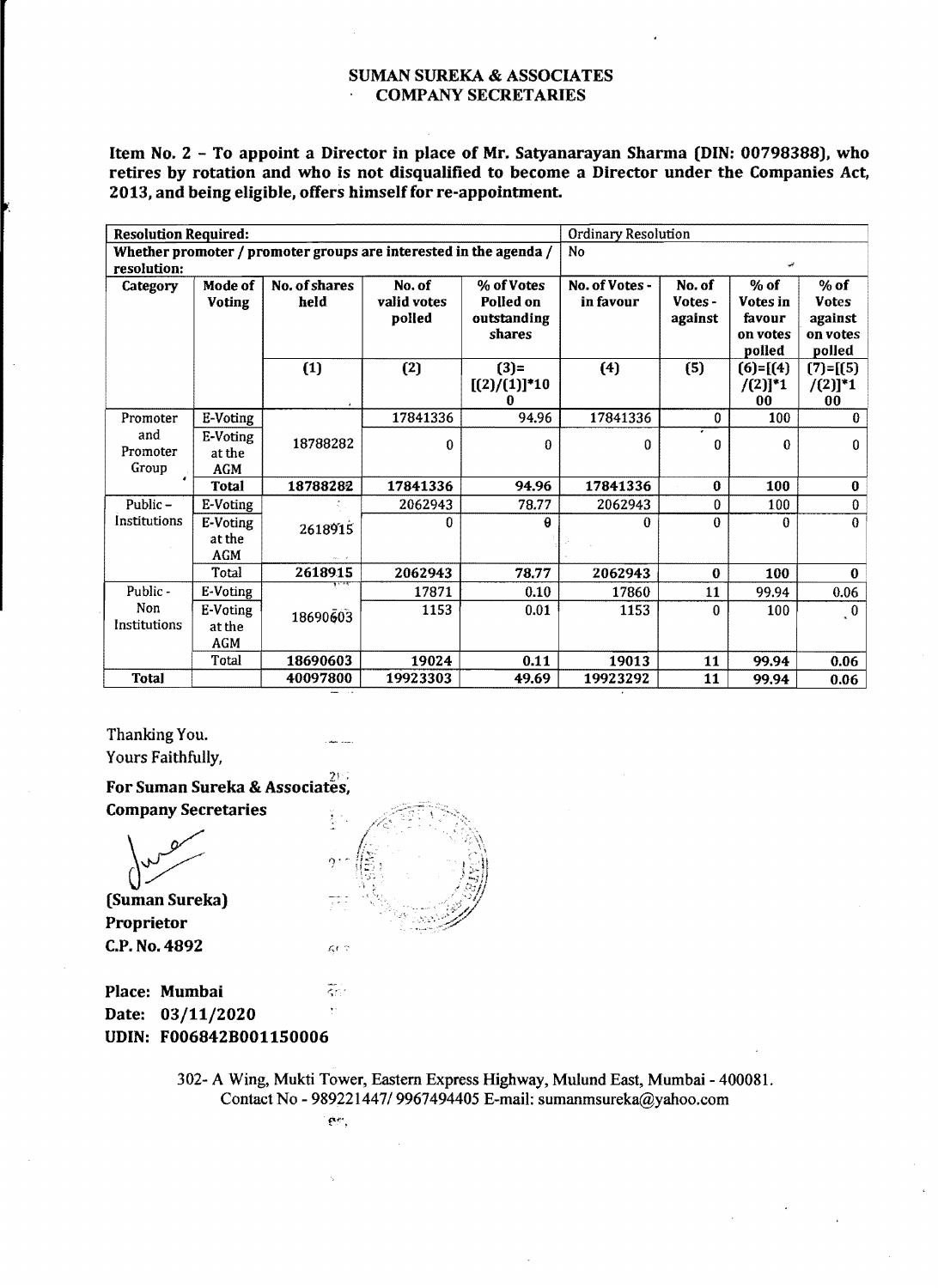**SUMAN SUREKA & ASSOCIATES**
**COMPANY SECRETARIES**

**Item No. 2 – To appoint a Director in place of Mr. Satyanarayan Sharma (DIN: 00798388), who retires by rotation and who is not disqualified to become a Director under the Companies Act, 2013, and being eligible, offers himself for re-appointment.**

| Resolution Required: | | | | | Ordinary Resolution | | | |
|---|---|---|---|---|---|---|---|---|
| Whether promoter / promoter groups are interested in the agenda / resolution: | | | | | No | | | |
| **Category** | **Mode of Voting** | **No. of shares held** | **No. of valid votes polled** | **% of Votes Polled on outstanding shares** | **No. of Votes - in favour** | **No. of Votes - against** | **% of Votes in favour on votes polled** | **% of Votes against on votes polled** |
| | | (1) | (2) | (3)=[(2)/(1)]*100 | (4) | (5) | (6)=[(4)/(2)]*100 | (7)=[(5)/(2)]*100 |
| Promoter and Promoter Group | E-Voting | 18788282 | 17841336 | 94.96 | 17841336 | 0 | 100 | 0 |
| | E-Voting at the AGM | | 0 | 0 | 0 | 0 | 0 | 0 |
| | **Total** | **18788282** | **17841336** | **94.96** | **17841336** | **0** | **100** | **0** |
| Public – Institutions | E-Voting | 2618915 | 2062943 | 78.77 | 2062943 | 0 | 100 | 0 |
| | E-Voting at the AGM | | 0 | 0 | 0 | 0 | 0 | 0 |
| | Total | **2618915** | **2062943** | **78.77** | **2062943** | **0** | **100** | **0** |
| Public - Non Institutions | E-Voting | 18690603 | 17871 | 0.10 | 17860 | 11 | 99.94 | 0.06 |
| | E-Voting at the AGM | | 1153 | 0.01 | 1153 | 0 | 100 | 0 |
| | Total | **18690603** | **19024** | **0.11** | **19013** | **11** | **99.94** | **0.06** |
| **Total** | | **40097800** | **19923303** | **49.69** | **19923292** | **11** | **99.94** | **0.06** |

Thanking You.
Yours Faithfully,

**For Suman Sureka & Associates,**
**Company Secretaries**

**(Suman Sureka)**
**Proprietor**
**C.P. No. 4892**

**Place: Mumbai**
**Date: 03/11/2020**
**UDIN: F006842B001150006**

302- A Wing, Mukti Tower, Eastern Express Highway, Mulund East, Mumbai - 400081.
Contact No - 989221447/ 9967494405 E-mail: sumanmsureka@yahoo.com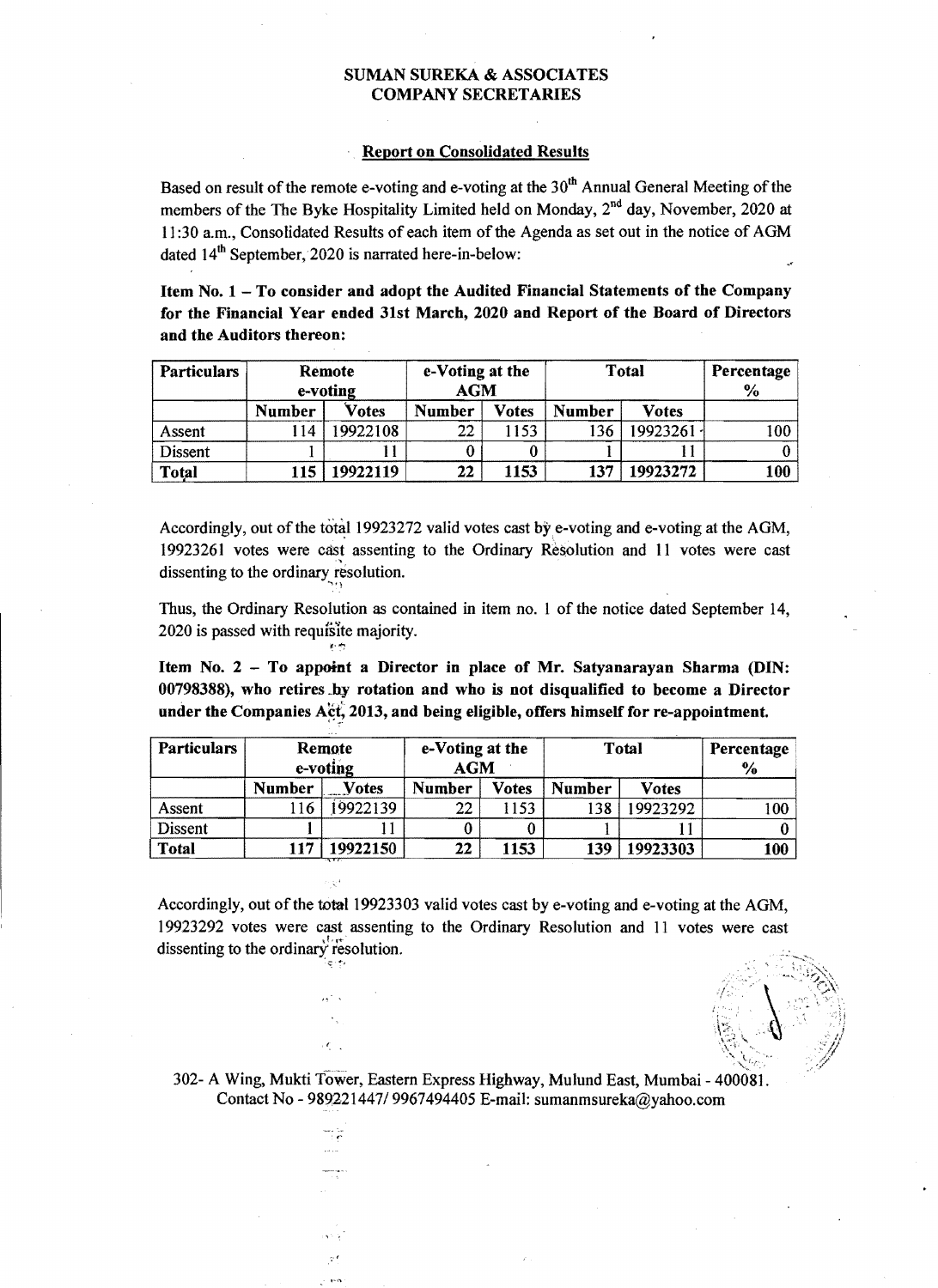**SUMAN SUREKA & ASSOCIATES**
**COMPANY SECRETARIES**

**Report on Consolidated Results**

Based on result of the remote e-voting and e-voting at the 30th Annual General Meeting of the members of the The Byke Hospitality Limited held on Monday, 2nd day, November, 2020 at 11:30 a.m., Consolidated Results of each item of the Agenda as set out in the notice of AGM dated 14th September, 2020 is narrated here-in-below:

**Item No. 1 – To consider and adopt the Audited Financial Statements of the Company for the Financial Year ended 31st March, 2020 and Report of the Board of Directors and the Auditors thereon:**

| Particulars | Remote e-voting | | e-Voting at the AGM | | Total | | Percentage % |
|---|---|---|---|---|---|---|---|
| | Number | Votes | Number | Votes | Number | Votes | |
| Assent | 114 | 19922108 | 22 | 1153 | 136 | 19923261 | 100 |
| Dissent | 1 | 11 | 0 | 0 | 1 | 11 | 0 |
| **Total** | **115** | **19922119** | **22** | **1153** | **137** | **19923272** | **100** |

Accordingly, out of the total 19923272 valid votes cast by e-voting and e-voting at the AGM, 19923261 votes were cast assenting to the Ordinary Resolution and 11 votes were cast dissenting to the ordinary resolution.

Thus, the Ordinary Resolution as contained in item no. 1 of the notice dated September 14, 2020 is passed with requisite majority.

**Item No. 2 – To appoint a Director in place of Mr. Satyanarayan Sharma (DIN: 00798388), who retires by rotation and who is not disqualified to become a Director under the Companies Act, 2013, and being eligible, offers himself for re-appointment.**

| Particulars | Remote e-voting | | e-Voting at the AGM | | Total | | Percentage % |
|---|---|---|---|---|---|---|---|
| | Number | Votes | Number | Votes | Number | Votes | |
| Assent | 116 | 19922139 | 22 | 1153 | 138 | 19923292 | 100 |
| Dissent | 1 | 11 | 0 | 0 | 1 | 11 | 0 |
| **Total** | **117** | **19922150** | **22** | **1153** | **139** | **19923303** | **100** |

Accordingly, out of the total 19923303 valid votes cast by e-voting and e-voting at the AGM, 19923292 votes were cast assenting to the Ordinary Resolution and 11 votes were cast dissenting to the ordinary resolution.

302- A Wing, Mukti Tower, Eastern Express Highway, Mulund East, Mumbai - 400081.
Contact No - 989221447/ 9967494405 E-mail: sumanmsureka@yahoo.com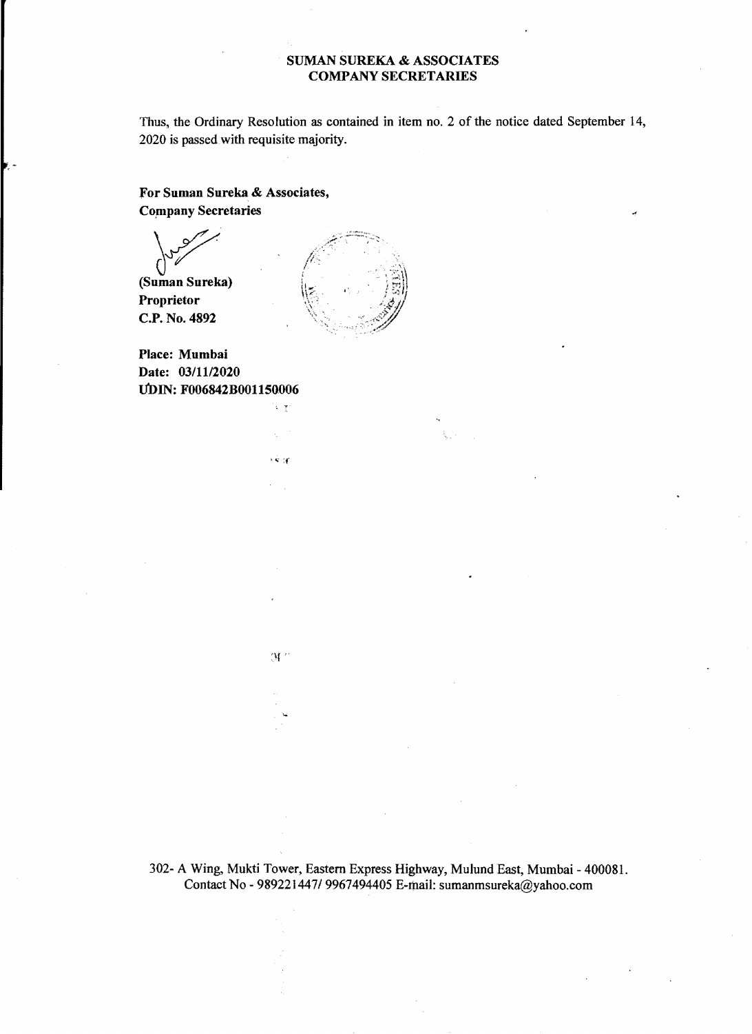Thus, the Ordinary Resolution as contained in item no. 2 of the notice dated September 14, 2020 is passed with requisite majority.

**For Suman Sureka & Associates,**
**Company Secretaries**

**(Suman Sureka)**
**Proprietor**
**C.P. No. 4892**

**Place: Mumbai**
**Date: 03/11/2020**
**UDIN: F006842B001150006**

302- A Wing, Mukti Tower, Eastern Express Highway, Mulund East, Mumbai - 400081.
Contact No - 989221447/ 9967494405 E-mail: sumanmsureka@yahoo.com